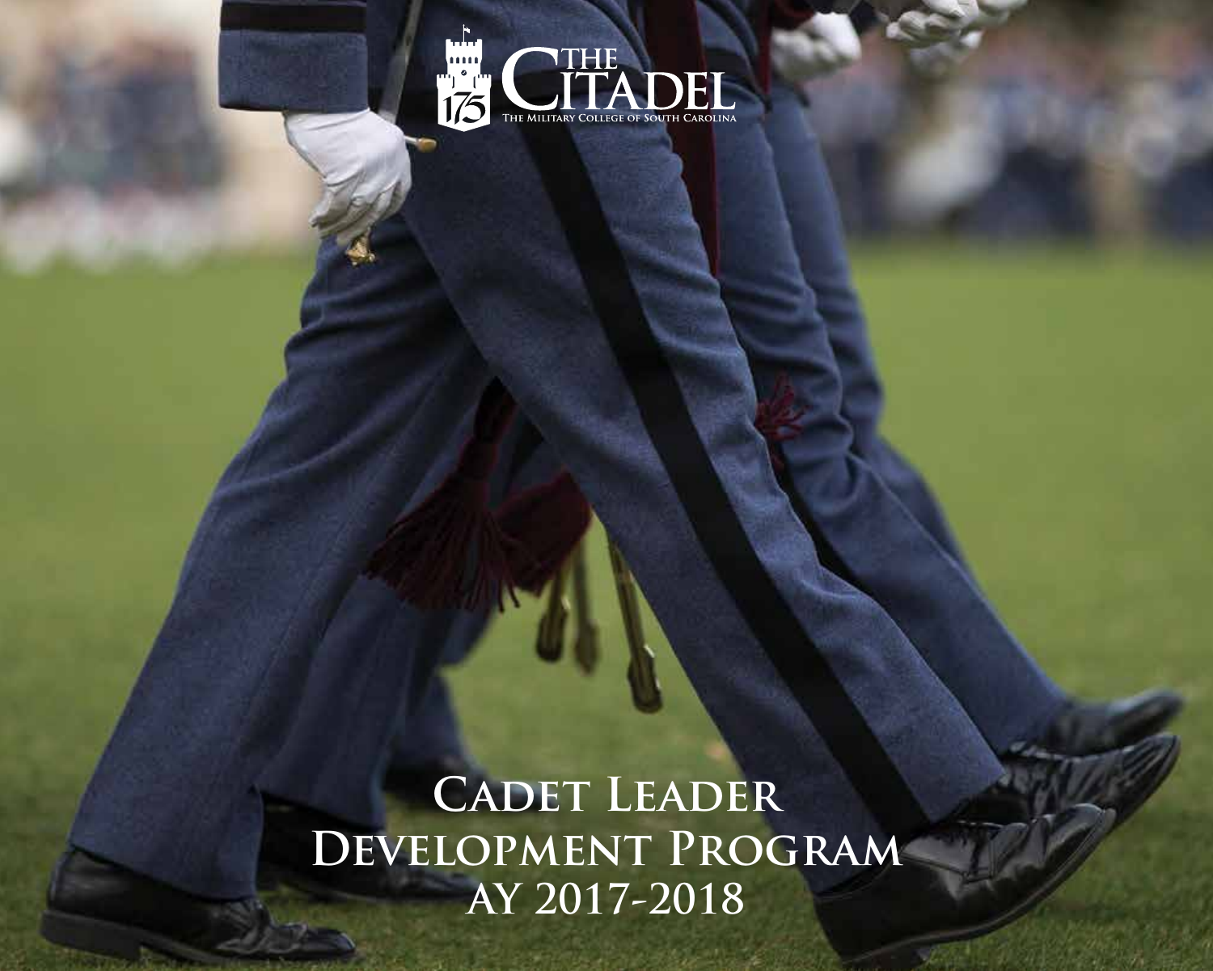THE CITADEL

THE MILITARY COLLEGE OF SOUTH CAROLINA

# Cadet Leader Development Program

## AY 2017-2018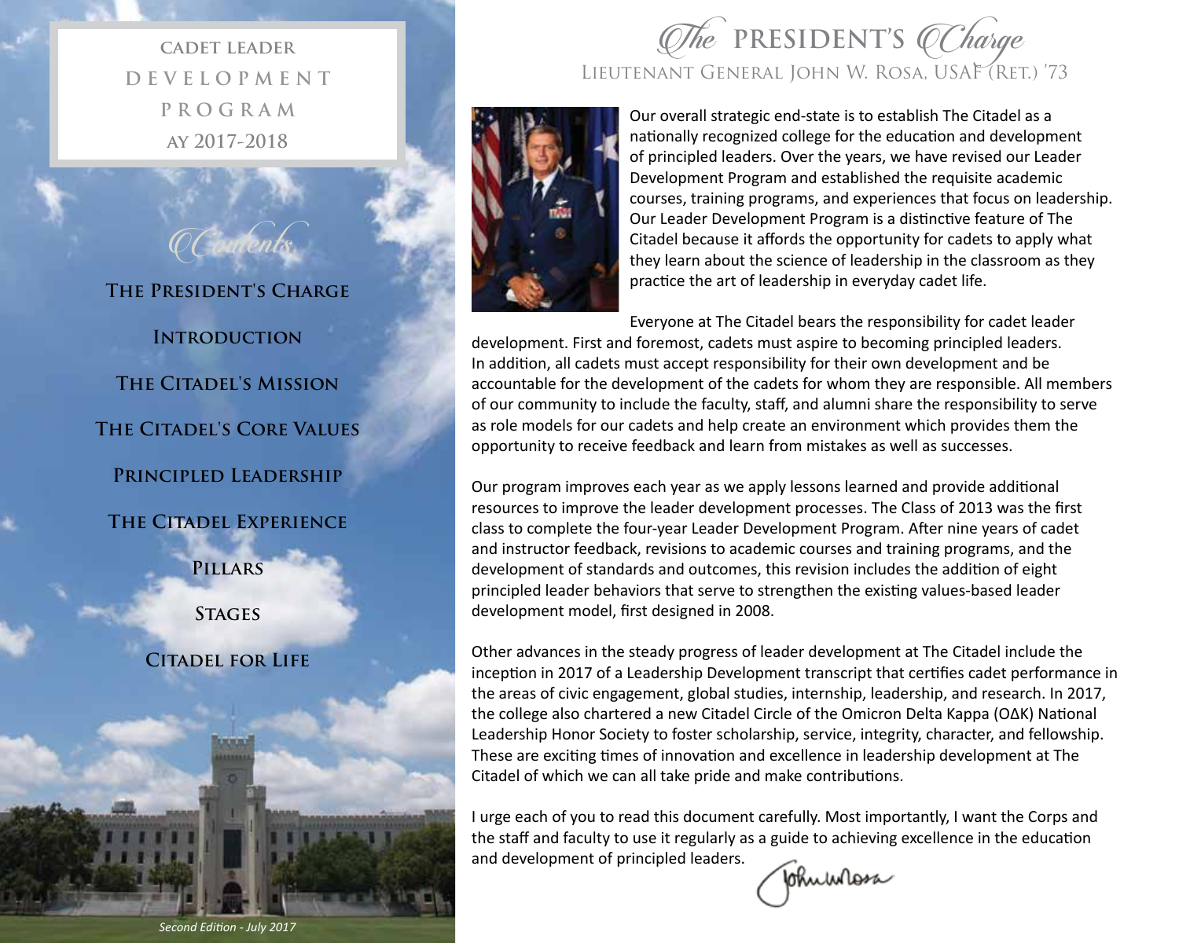**CADET LEADER**
**DEVELOPMENT**
**PROGRAM**
**AY 2017-2018**

## Contents

**The President's Charge**

**Introduction**

**The Citadel's Mission**

**The Citadel's Core Values**

**Principled Leadership**

**The Citadel Experience**

**Pillars**

**Stages**

**Citadel for Life**

*Second Edition - July 2017*

# The PRESIDENT'S Charge

## Lieutenant General John W. Rosa, USAF (Ret.) '73

Our overall strategic end-state is to establish The Citadel as a nationally recognized college for the education and development of principled leaders. Over the years, we have revised our Leader Development Program and established the requisite academic courses, training programs, and experiences that focus on leadership. Our Leader Development Program is a distinctive feature of The Citadel because it affords the opportunity for cadets to apply what they learn about the science of leadership in the classroom as they practice the art of leadership in everyday cadet life.

Everyone at The Citadel bears the responsibility for cadet leader development. First and foremost, cadets must aspire to becoming principled leaders. In addition, all cadets must accept responsibility for their own development and be accountable for the development of the cadets for whom they are responsible. All members of our community to include the faculty, staff, and alumni share the responsibility to serve as role models for our cadets and help create an environment which provides them the opportunity to receive feedback and learn from mistakes as well as successes.

Our program improves each year as we apply lessons learned and provide additional resources to improve the leader development processes. The Class of 2013 was the first class to complete the four-year Leader Development Program. After nine years of cadet and instructor feedback, revisions to academic courses and training programs, and the development of standards and outcomes, this revision includes the addition of eight principled leader behaviors that serve to strengthen the existing values-based leader development model, first designed in 2008.

Other advances in the steady progress of leader development at The Citadel include the inception in 2017 of a Leadership Development transcript that certifies cadet performance in the areas of civic engagement, global studies, internship, leadership, and research. In 2017, the college also chartered a new Citadel Circle of the Omicron Delta Kappa (ΟΔΚ) National Leadership Honor Society to foster scholarship, service, integrity, character, and fellowship. These are exciting times of innovation and excellence in leadership development at The Citadel of which we can all take pride and make contributions.

I urge each of you to read this document carefully. Most importantly, I want the Corps and the staff and faculty to use it regularly as a guide to achieving excellence in the education and development of principled leaders.

*John W. Rosa*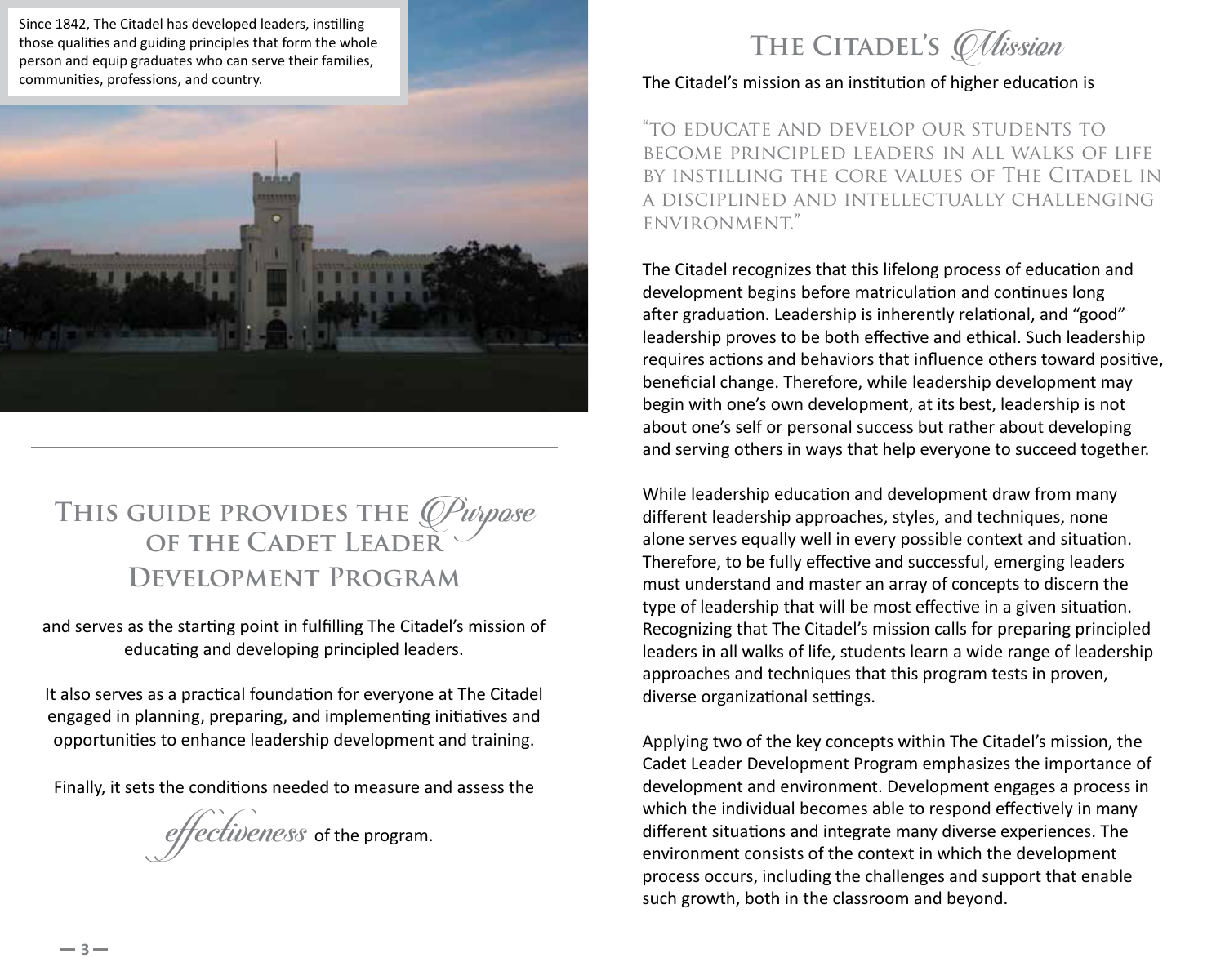Since 1842, The Citadel has developed leaders, instilling those qualities and guiding principles that form the whole person and equip graduates who can serve their families, communities, professions, and country.

## This guide provides the *Purpose* of the Cadet Leader Development Program

and serves as the starting point in fulfilling The Citadel's mission of educating and developing principled leaders.

It also serves as a practical foundation for everyone at The Citadel engaged in planning, preparing, and implementing initiatives and opportunities to enhance leadership development and training.

Finally, it sets the conditions needed to measure and assess the *effectiveness* of the program.

## The Citadel's *Mission*

The Citadel's mission as an institution of higher education is

"TO EDUCATE AND DEVELOP OUR STUDENTS TO BECOME PRINCIPLED LEADERS IN ALL WALKS OF LIFE BY INSTILLING THE CORE VALUES OF THE CITADEL IN A DISCIPLINED AND INTELLECTUALLY CHALLENGING ENVIRONMENT."

The Citadel recognizes that this lifelong process of education and development begins before matriculation and continues long after graduation. Leadership is inherently relational, and "good" leadership proves to be both effective and ethical. Such leadership requires actions and behaviors that influence others toward positive, beneficial change. Therefore, while leadership development may begin with one's own development, at its best, leadership is not about one's self or personal success but rather about developing and serving others in ways that help everyone to succeed together.

While leadership education and development draw from many different leadership approaches, styles, and techniques, none alone serves equally well in every possible context and situation. Therefore, to be fully effective and successful, emerging leaders must understand and master an array of concepts to discern the type of leadership that will be most effective in a given situation. Recognizing that The Citadel's mission calls for preparing principled leaders in all walks of life, students learn a wide range of leadership approaches and techniques that this program tests in proven, diverse organizational settings.

Applying two of the key concepts within The Citadel's mission, the Cadet Leader Development Program emphasizes the importance of development and environment. Development engages a process in which the individual becomes able to respond effectively in many different situations and integrate many diverse experiences. The environment consists of the context in which the development process occurs, including the challenges and support that enable such growth, both in the classroom and beyond.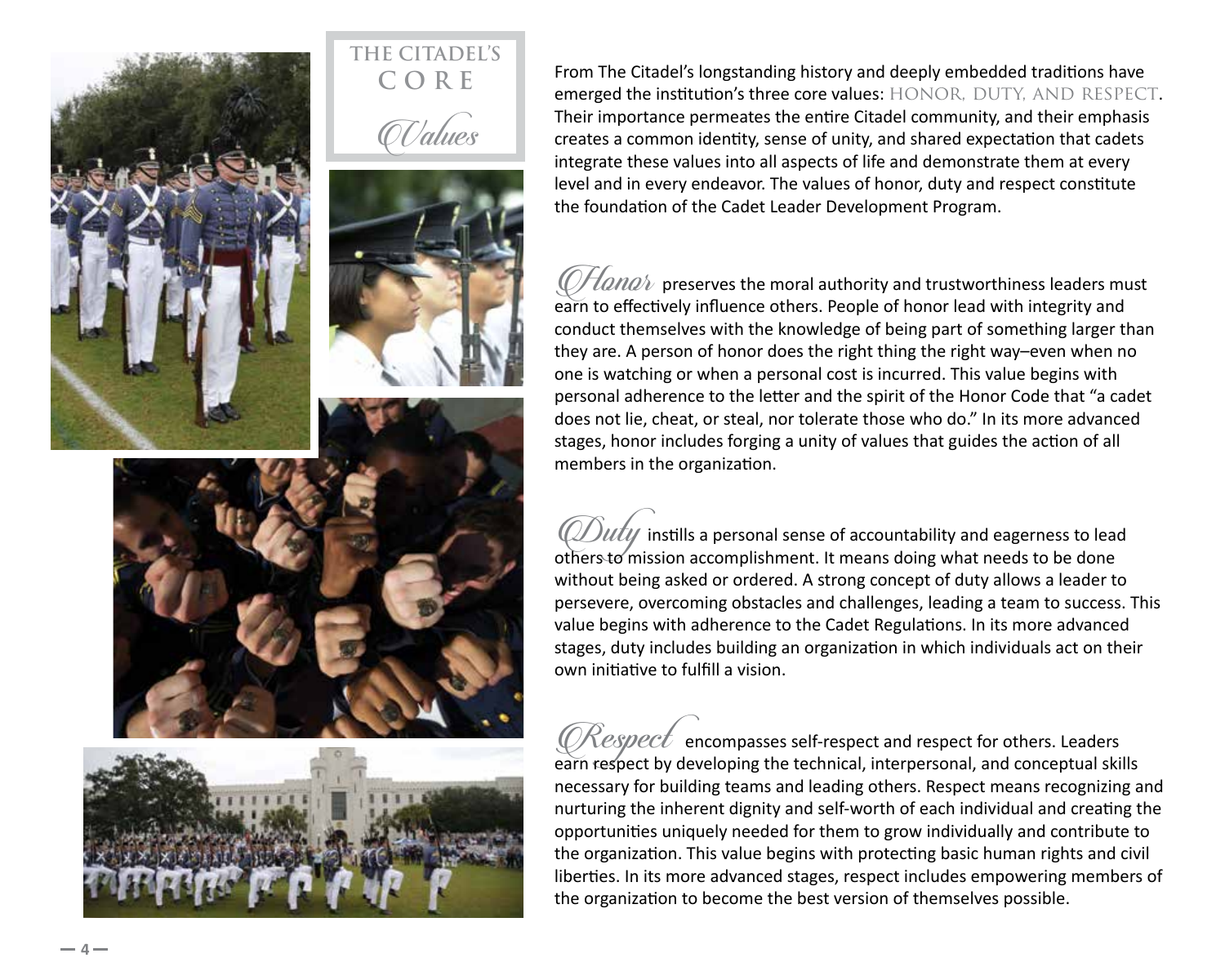# THE CITADEL'S CORE *Values*

From The Citadel's longstanding history and deeply embedded traditions have emerged the institution's three core values: HONOR, DUTY, AND RESPECT. Their importance permeates the entire Citadel community, and their emphasis creates a common identity, sense of unity, and shared expectation that cadets integrate these values into all aspects of life and demonstrate them at every level and in every endeavor. The values of honor, duty and respect constitute the foundation of the Cadet Leader Development Program.

***Honor*** preserves the moral authority and trustworthiness leaders must earn to effectively influence others. People of honor lead with integrity and conduct themselves with the knowledge of being part of something larger than they are. A person of honor does the right thing the right way–even when no one is watching or when a personal cost is incurred. This value begins with personal adherence to the letter and the spirit of the Honor Code that "a cadet does not lie, cheat, or steal, nor tolerate those who do." In its more advanced stages, honor includes forging a unity of values that guides the action of all members in the organization.

***Duty*** instills a personal sense of accountability and eagerness to lead others to mission accomplishment. It means doing what needs to be done without being asked or ordered. A strong concept of duty allows a leader to persevere, overcoming obstacles and challenges, leading a team to success. This value begins with adherence to the Cadet Regulations. In its more advanced stages, duty includes building an organization in which individuals act on their own initiative to fulfill a vision.

***Respect*** encompasses self-respect and respect for others. Leaders earn respect by developing the technical, interpersonal, and conceptual skills necessary for building teams and leading others. Respect means recognizing and nurturing the inherent dignity and self-worth of each individual and creating the opportunities uniquely needed for them to grow individually and contribute to the organization. This value begins with protecting basic human rights and civil liberties. In its more advanced stages, respect includes empowering members of the organization to become the best version of themselves possible.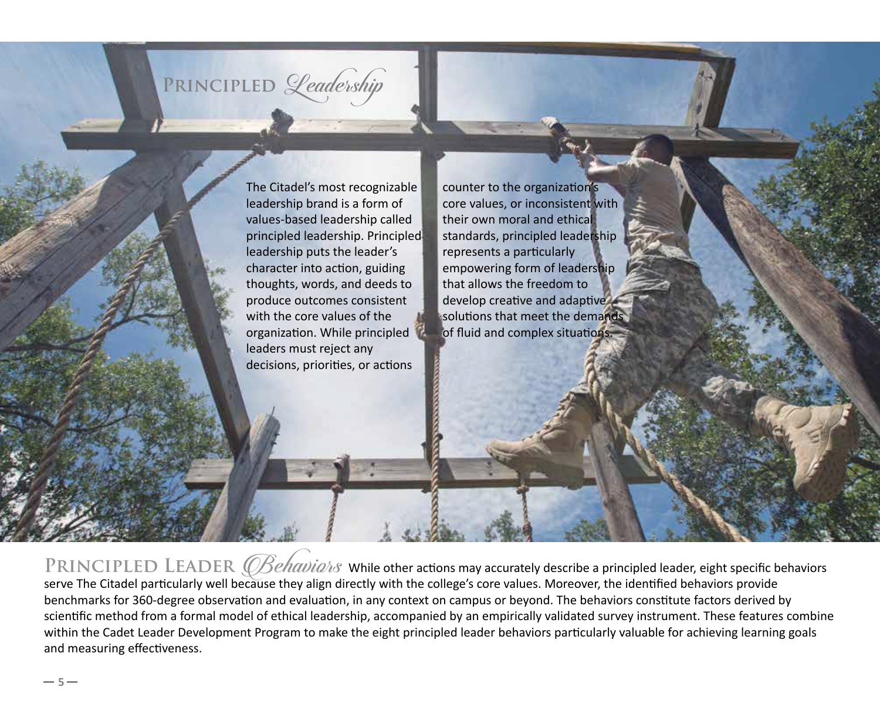# Principled *Leadership*

The Citadel's most recognizable leadership brand is a form of values-based leadership called principled leadership. Principled leadership puts the leader's character into action, guiding thoughts, words, and deeds to produce outcomes consistent with the core values of the organization. While principled leaders must reject any decisions, priorities, or actions counter to the organization's core values, or inconsistent with their own moral and ethical standards, principled leadership represents a particularly empowering form of leadership that allows the freedom to develop creative and adaptive solutions that meet the demands of fluid and complex situations.

## Principled Leader *Behaviors*

While other actions may accurately describe a principled leader, eight specific behaviors serve The Citadel particularly well because they align directly with the college's core values. Moreover, the identified behaviors provide benchmarks for 360-degree observation and evaluation, in any context on campus or beyond. The behaviors constitute factors derived by scientific method from a formal model of ethical leadership, accompanied by an empirically validated survey instrument. These features combine within the Cadet Leader Development Program to make the eight principled leader behaviors particularly valuable for achieving learning goals and measuring effectiveness.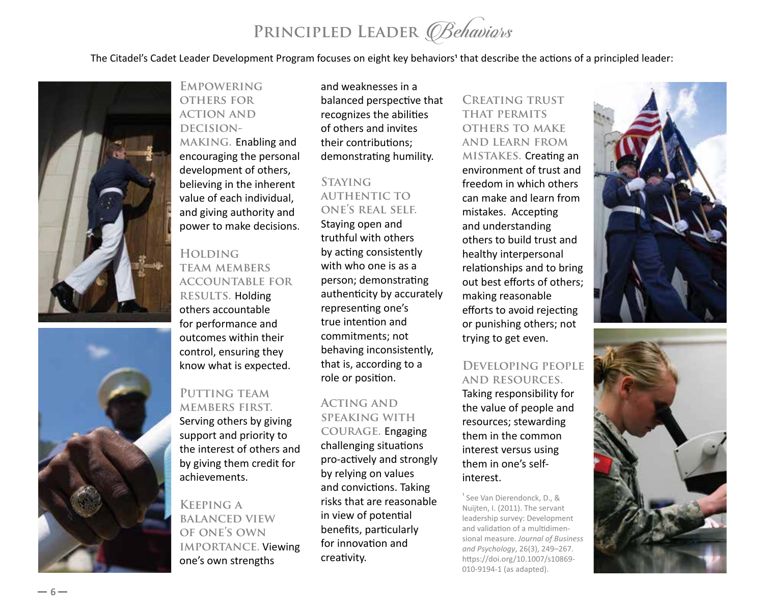# Principled Leader *Behaviors*

The Citadel's Cadet Leader Development Program focuses on eight key behaviors[1] that describe the actions of a principled leader:

**Empowering others for action and decision-making.** Enabling and encouraging the personal development of others, believing in the inherent value of each individual, and giving authority and power to make decisions.

**Holding team members accountable for results.** Holding others accountable for performance and outcomes within their control, ensuring they know what is expected.

**Putting team members first.** Serving others by giving support and priority to the interest of others and by giving them credit for achievements.

**Keeping a balanced view of one's own importance.** Viewing one's own strengths and weaknesses in a balanced perspective that recognizes the abilities of others and invites their contributions; demonstrating humility.

**Staying authentic to one's real self.** Staying open and truthful with others by acting consistently with who one is as a person; demonstrating authenticity by accurately representing one's true intention and commitments; not behaving inconsistently, that is, according to a role or position.

**Acting and speaking with courage.** Engaging challenging situations pro-actively and strongly by relying on values and convictions. Taking risks that are reasonable in view of potential benefits, particularly for innovation and creativity.

**Creating trust that permits others to make and learn from mistakes.** Creating an environment of trust and freedom in which others can make and learn from mistakes. Accepting and understanding others to build trust and healthy interpersonal relationships and to bring out best efforts of others; making reasonable efforts to avoid rejecting or punishing others; not trying to get even.

**Developing people and resources.** Taking responsibility for the value of people and resources; stewarding them in the common interest versus using them in one's self-interest.

[1] See Van Dierendonck, D., & Nuijten, I. (2011). The servant leadership survey: Development and validation of a multidimensional measure. *Journal of Business and Psychology*, 26(3), 249–267. https://doi.org/10.1007/s10869-010-9194-1 (as adapted).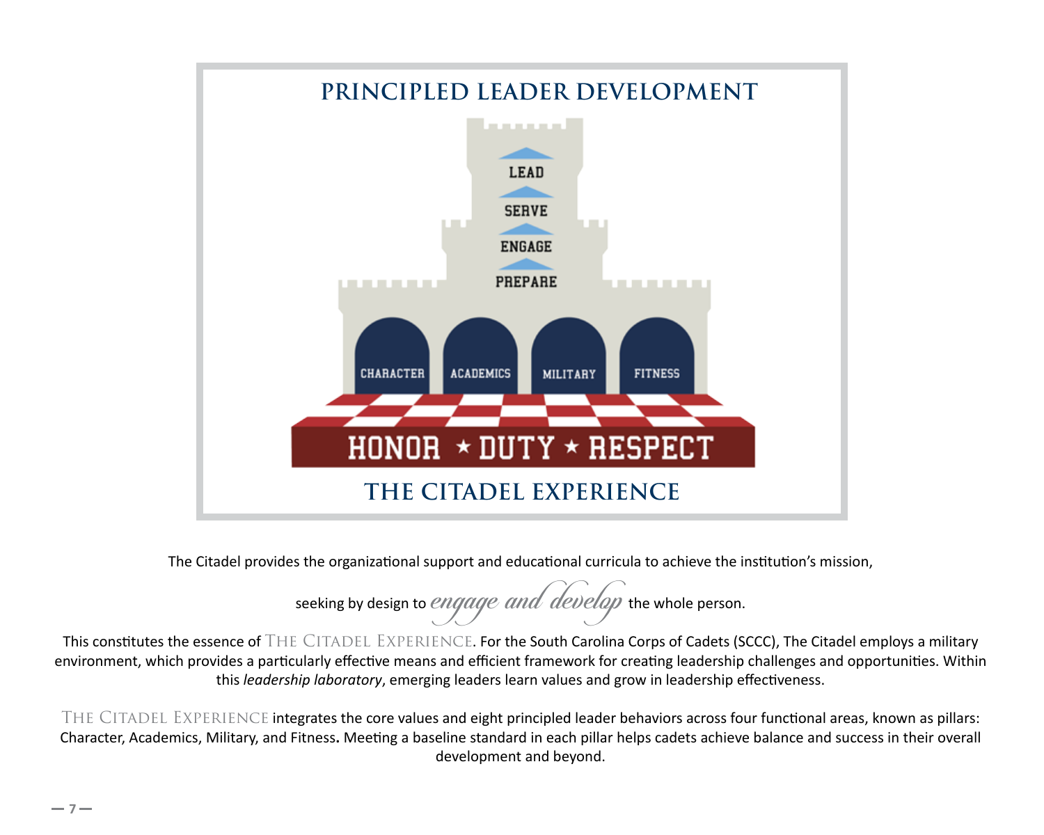## PRINCIPLED LEADER DEVELOPMENT

LEAD

SERVE

ENGAGE

PREPARE

CHARACTER | ACADEMICS | MILITARY | FITNESS

HONOR ★ DUTY ★ RESPECT

## THE CITADEL EXPERIENCE

The Citadel provides the organizational support and educational curricula to achieve the institution's mission,

seeking by design to *engage and develop* the whole person.

This constitutes the essence of THE CITADEL EXPERIENCE. For the South Carolina Corps of Cadets (SCCC), The Citadel employs a military environment, which provides a particularly effective means and efficient framework for creating leadership challenges and opportunities. Within this *leadership laboratory*, emerging leaders learn values and grow in leadership effectiveness.

THE CITADEL EXPERIENCE integrates the core values and eight principled leader behaviors across four functional areas, known as pillars: Character, Academics, Military, and Fitness**.** Meeting a baseline standard in each pillar helps cadets achieve balance and success in their overall development and beyond.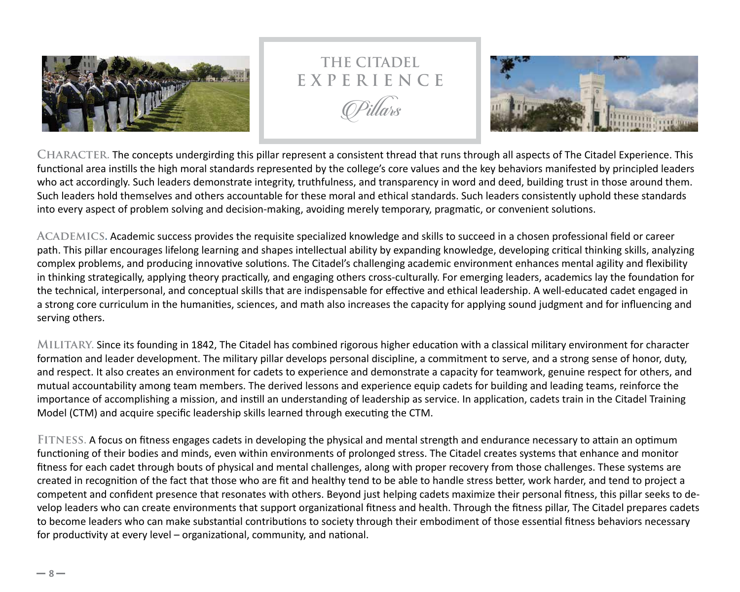# THE CITADEL EXPERIENCE

## *Pillars*

**CHARACTER.** The concepts undergirding this pillar represent a consistent thread that runs through all aspects of The Citadel Experience. This functional area instills the high moral standards represented by the college's core values and the key behaviors manifested by principled leaders who act accordingly. Such leaders demonstrate integrity, truthfulness, and transparency in word and deed, building trust in those around them. Such leaders hold themselves and others accountable for these moral and ethical standards. Such leaders consistently uphold these standards into every aspect of problem solving and decision-making, avoiding merely temporary, pragmatic, or convenient solutions.

**ACADEMICS.** Academic success provides the requisite specialized knowledge and skills to succeed in a chosen professional field or career path. This pillar encourages lifelong learning and shapes intellectual ability by expanding knowledge, developing critical thinking skills, analyzing complex problems, and producing innovative solutions. The Citadel's challenging academic environment enhances mental agility and flexibility in thinking strategically, applying theory practically, and engaging others cross-culturally. For emerging leaders, academics lay the foundation for the technical, interpersonal, and conceptual skills that are indispensable for effective and ethical leadership. A well-educated cadet engaged in a strong core curriculum in the humanities, sciences, and math also increases the capacity for applying sound judgment and for influencing and serving others.

**MILITARY.** Since its founding in 1842, The Citadel has combined rigorous higher education with a classical military environment for character formation and leader development. The military pillar develops personal discipline, a commitment to serve, and a strong sense of honor, duty, and respect. It also creates an environment for cadets to experience and demonstrate a capacity for teamwork, genuine respect for others, and mutual accountability among team members. The derived lessons and experience equip cadets for building and leading teams, reinforce the importance of accomplishing a mission, and instill an understanding of leadership as service. In application, cadets train in the Citadel Training Model (CTM) and acquire specific leadership skills learned through executing the CTM.

**FITNESS.** A focus on fitness engages cadets in developing the physical and mental strength and endurance necessary to attain an optimum functioning of their bodies and minds, even within environments of prolonged stress. The Citadel creates systems that enhance and monitor fitness for each cadet through bouts of physical and mental challenges, along with proper recovery from those challenges. These systems are created in recognition of the fact that those who are fit and healthy tend to be able to handle stress better, work harder, and tend to project a competent and confident presence that resonates with others. Beyond just helping cadets maximize their personal fitness, this pillar seeks to develop leaders who can create environments that support organizational fitness and health. Through the fitness pillar, The Citadel prepares cadets to become leaders who can make substantial contributions to society through their embodiment of those essential fitness behaviors necessary for productivity at every level – organizational, community, and national.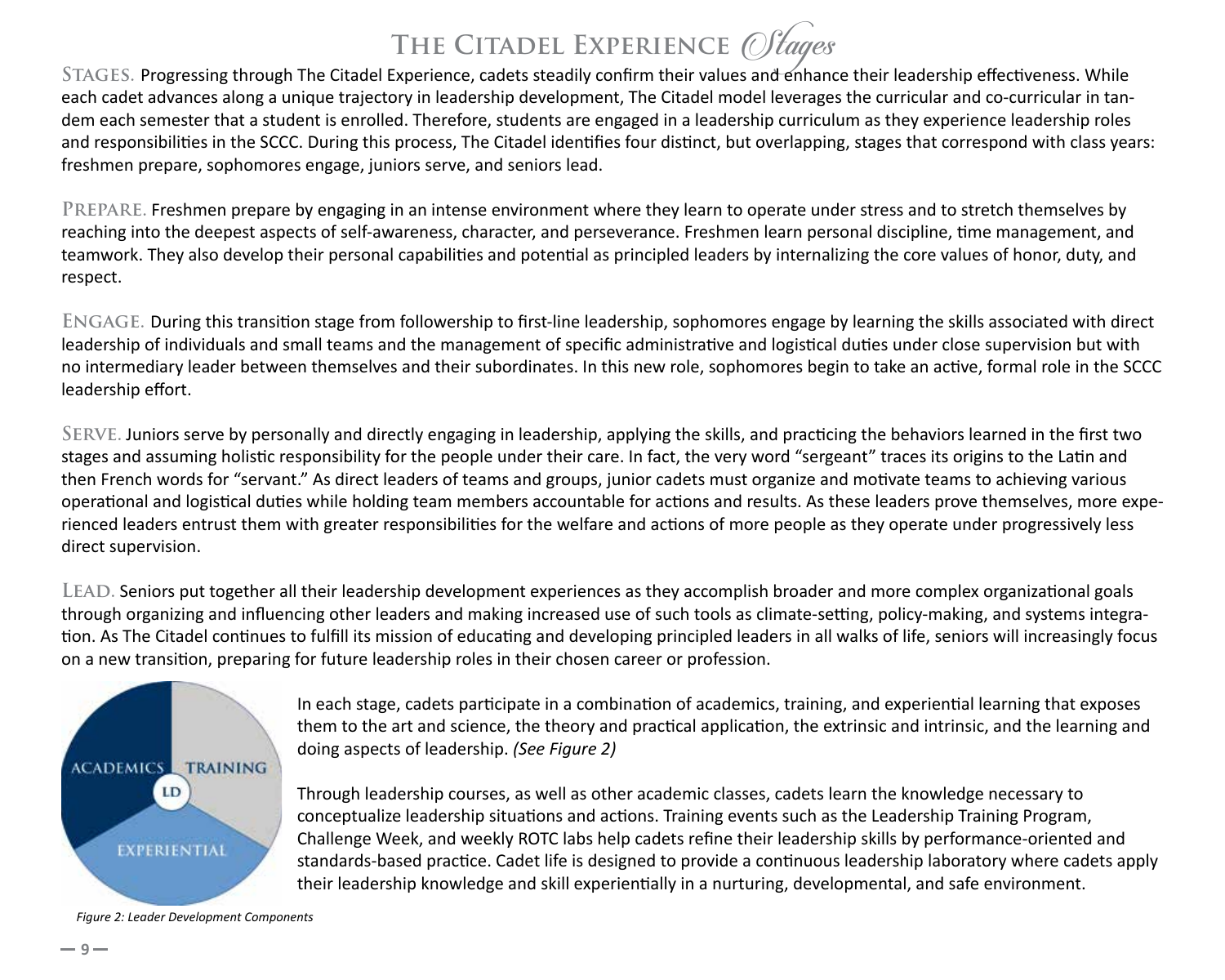# The Citadel Experience *Stages*

**Stages.** Progressing through The Citadel Experience, cadets steadily confirm their values and enhance their leadership effectiveness. While each cadet advances along a unique trajectory in leadership development, The Citadel model leverages the curricular and co-curricular in tandem each semester that a student is enrolled. Therefore, students are engaged in a leadership curriculum as they experience leadership roles and responsibilities in the SCCC. During this process, The Citadel identifies four distinct, but overlapping, stages that correspond with class years: freshmen prepare, sophomores engage, juniors serve, and seniors lead.

**Prepare.** Freshmen prepare by engaging in an intense environment where they learn to operate under stress and to stretch themselves by reaching into the deepest aspects of self-awareness, character, and perseverance. Freshmen learn personal discipline, time management, and teamwork. They also develop their personal capabilities and potential as principled leaders by internalizing the core values of honor, duty, and respect.

**Engage.** During this transition stage from followership to first-line leadership, sophomores engage by learning the skills associated with direct leadership of individuals and small teams and the management of specific administrative and logistical duties under close supervision but with no intermediary leader between themselves and their subordinates. In this new role, sophomores begin to take an active, formal role in the SCCC leadership effort.

**Serve.** Juniors serve by personally and directly engaging in leadership, applying the skills, and practicing the behaviors learned in the first two stages and assuming holistic responsibility for the people under their care. In fact, the very word "sergeant" traces its origins to the Latin and then French words for "servant." As direct leaders of teams and groups, junior cadets must organize and motivate teams to achieving various operational and logistical duties while holding team members accountable for actions and results. As these leaders prove themselves, more experienced leaders entrust them with greater responsibilities for the welfare and actions of more people as they operate under progressively less direct supervision.

**Lead.** Seniors put together all their leadership development experiences as they accomplish broader and more complex organizational goals through organizing and influencing other leaders and making increased use of such tools as climate-setting, policy-making, and systems integration. As The Citadel continues to fulfill its mission of educating and developing principled leaders in all walks of life, seniors will increasingly focus on a new transition, preparing for future leadership roles in their chosen career or profession.

ACADEMICS | TRAINING | LD | EXPERIENTIAL

*Figure 2: Leader Development Components*

In each stage, cadets participate in a combination of academics, training, and experiential learning that exposes them to the art and science, the theory and practical application, the extrinsic and intrinsic, and the learning and doing aspects of leadership. *(See Figure 2)*

Through leadership courses, as well as other academic classes, cadets learn the knowledge necessary to conceptualize leadership situations and actions. Training events such as the Leadership Training Program, Challenge Week, and weekly ROTC labs help cadets refine their leadership skills by performance-oriented and standards-based practice. Cadet life is designed to provide a continuous leadership laboratory where cadets apply their leadership knowledge and skill experientially in a nurturing, developmental, and safe environment.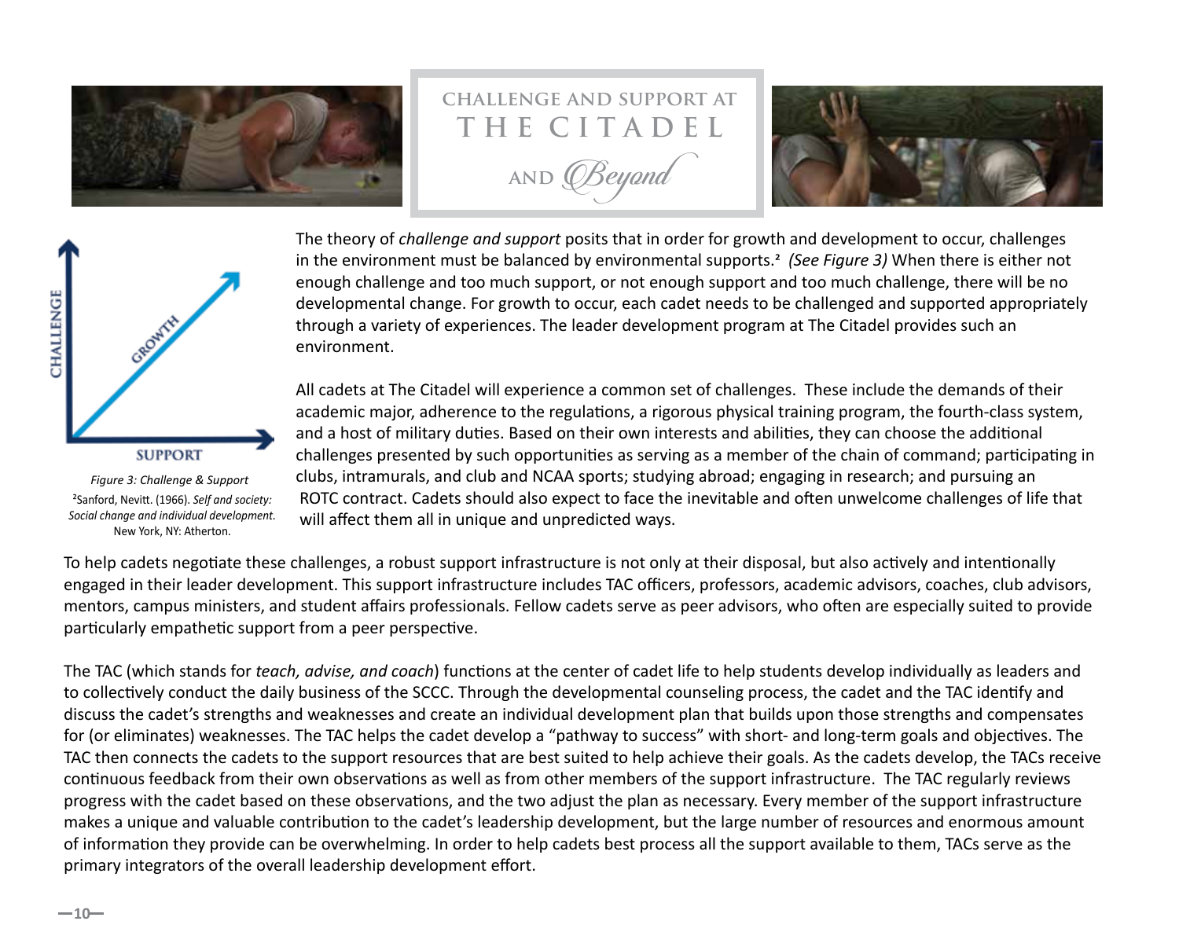# CHALLENGE AND SUPPORT AT THE CITADEL AND *Beyond*

The theory of *challenge and support* posits that in order for growth and development to occur, challenges in the environment must be balanced by environmental supports.[2] *(See Figure 3)* When there is either not enough challenge and too much support, or not enough support and too much challenge, there will be no developmental change. For growth to occur, each cadet needs to be challenged and supported appropriately through a variety of experiences. The leader development program at The Citadel provides such an environment.

CHALLENGE

GROWTH

SUPPORT

*Figure 3: Challenge & Support*

[2]Sanford, Nevitt. (1966). *Self and society: Social change and individual development.* New York, NY: Atherton.

All cadets at The Citadel will experience a common set of challenges. These include the demands of their academic major, adherence to the regulations, a rigorous physical training program, the fourth-class system, and a host of military duties. Based on their own interests and abilities, they can choose the additional challenges presented by such opportunities as serving as a member of the chain of command; participating in clubs, intramurals, and club and NCAA sports; studying abroad; engaging in research; and pursuing an ROTC contract. Cadets should also expect to face the inevitable and often unwelcome challenges of life that will affect them all in unique and unpredicted ways.

To help cadets negotiate these challenges, a robust support infrastructure is not only at their disposal, but also actively and intentionally engaged in their leader development. This support infrastructure includes TAC officers, professors, academic advisors, coaches, club advisors, mentors, campus ministers, and student affairs professionals. Fellow cadets serve as peer advisors, who often are especially suited to provide particularly empathetic support from a peer perspective.

The TAC (which stands for *teach, advise, and coach*) functions at the center of cadet life to help students develop individually as leaders and to collectively conduct the daily business of the SCCC. Through the developmental counseling process, the cadet and the TAC identify and discuss the cadet's strengths and weaknesses and create an individual development plan that builds upon those strengths and compensates for (or eliminates) weaknesses. The TAC helps the cadet develop a "pathway to success" with short- and long-term goals and objectives. The TAC then connects the cadets to the support resources that are best suited to help achieve their goals. As the cadets develop, the TACs receive continuous feedback from their own observations as well as from other members of the support infrastructure. The TAC regularly reviews progress with the cadet based on these observations, and the two adjust the plan as necessary. Every member of the support infrastructure makes a unique and valuable contribution to the cadet's leadership development, but the large number of resources and enormous amount of information they provide can be overwhelming. In order to help cadets best process all the support available to them, TACs serve as the primary integrators of the overall leadership development effort.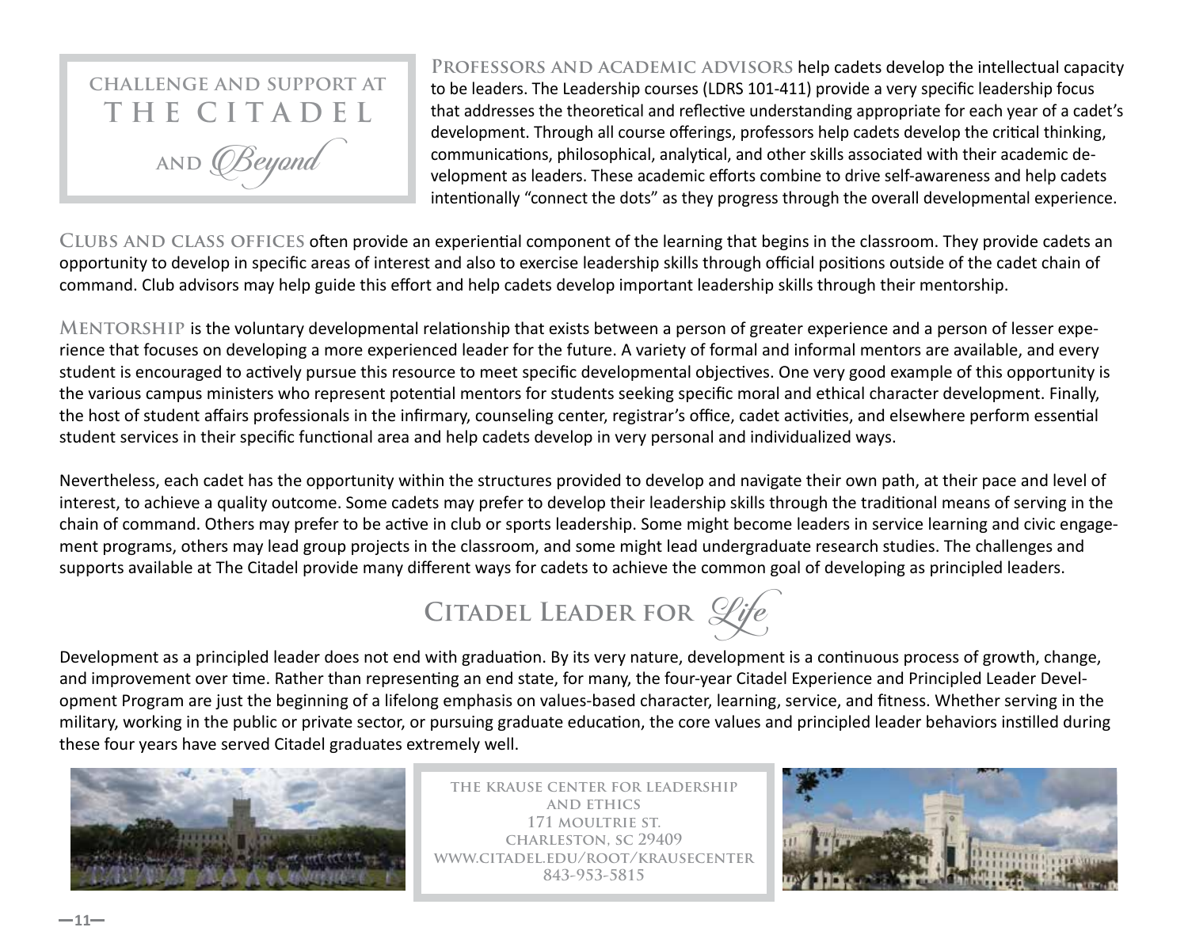## Challenge and Support at The Citadel and *Beyond*

**Professors and academic advisors** help cadets develop the intellectual capacity to be leaders. The Leadership courses (LDRS 101-411) provide a very specific leadership focus that addresses the theoretical and reflective understanding appropriate for each year of a cadet's development. Through all course offerings, professors help cadets develop the critical thinking, communications, philosophical, analytical, and other skills associated with their academic development as leaders. These academic efforts combine to drive self-awareness and help cadets intentionally "connect the dots" as they progress through the overall developmental experience.

**Clubs and class offices** often provide an experiential component of the learning that begins in the classroom. They provide cadets an opportunity to develop in specific areas of interest and also to exercise leadership skills through official positions outside of the cadet chain of command. Club advisors may help guide this effort and help cadets develop important leadership skills through their mentorship.

**Mentorship** is the voluntary developmental relationship that exists between a person of greater experience and a person of lesser experience that focuses on developing a more experienced leader for the future. A variety of formal and informal mentors are available, and every student is encouraged to actively pursue this resource to meet specific developmental objectives. One very good example of this opportunity is the various campus ministers who represent potential mentors for students seeking specific moral and ethical character development. Finally, the host of student affairs professionals in the infirmary, counseling center, registrar's office, cadet activities, and elsewhere perform essential student services in their specific functional area and help cadets develop in very personal and individualized ways.

Nevertheless, each cadet has the opportunity within the structures provided to develop and navigate their own path, at their pace and level of interest, to achieve a quality outcome. Some cadets may prefer to develop their leadership skills through the traditional means of serving in the chain of command. Others may prefer to be active in club or sports leadership. Some might become leaders in service learning and civic engagement programs, others may lead group projects in the classroom, and some might lead undergraduate research studies. The challenges and supports available at The Citadel provide many different ways for cadets to achieve the common goal of developing as principled leaders.

## Citadel Leader for *Life*

Development as a principled leader does not end with graduation. By its very nature, development is a continuous process of growth, change, and improvement over time. Rather than representing an end state, for many, the four-year Citadel Experience and Principled Leader Development Program are just the beginning of a lifelong emphasis on values-based character, learning, service, and fitness. Whether serving in the military, working in the public or private sector, or pursuing graduate education, the core values and principled leader behaviors instilled during these four years have served Citadel graduates extremely well.

The Krause Center for Leadership and Ethics
171 Moultrie St.
Charleston, SC 29409
www.citadel.edu/root/krausecenter
843-953-5815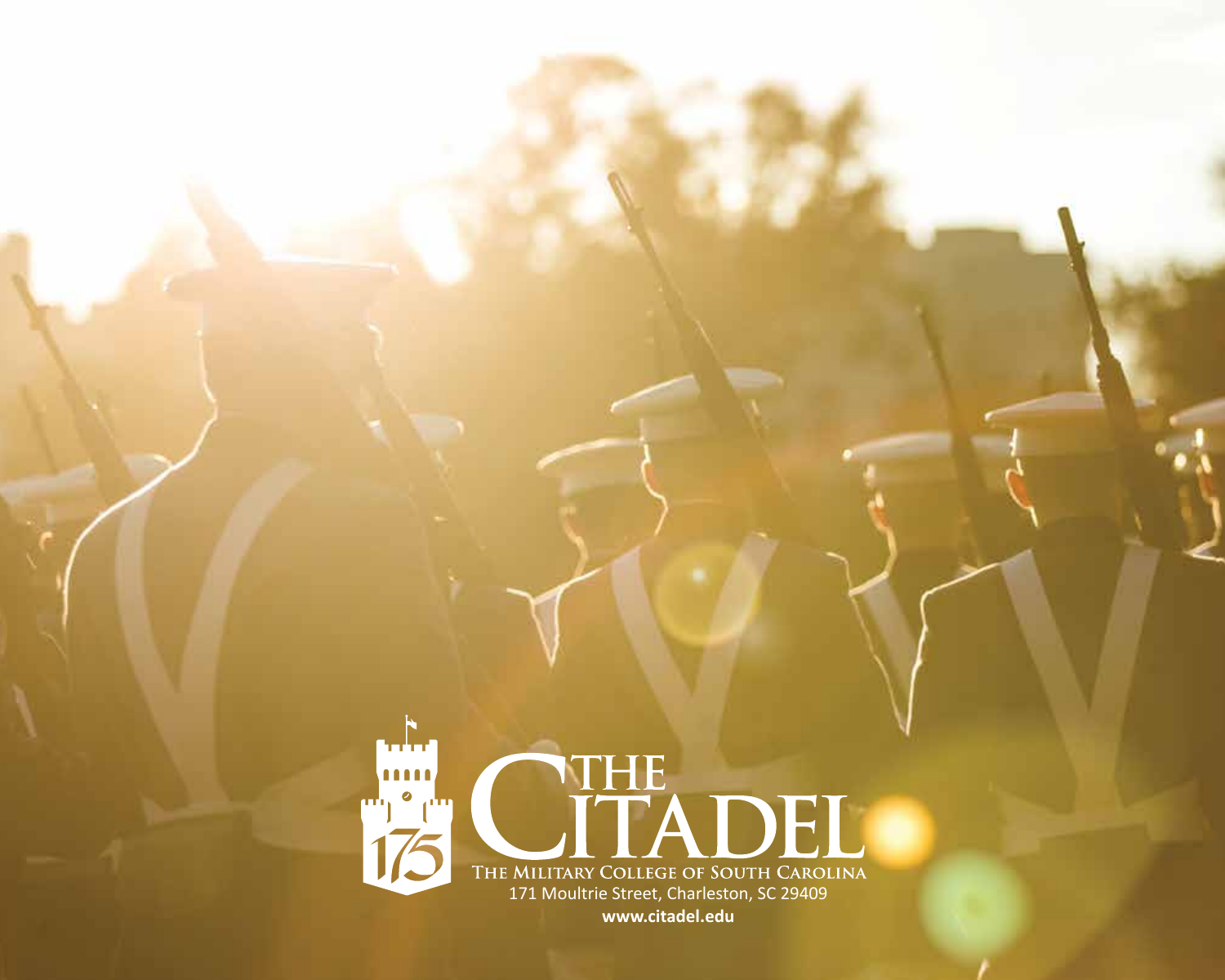THE CITADEL

THE MILITARY COLLEGE OF SOUTH CAROLINA

171 Moultrie Street, Charleston, SC 29409

**www.citadel.edu**